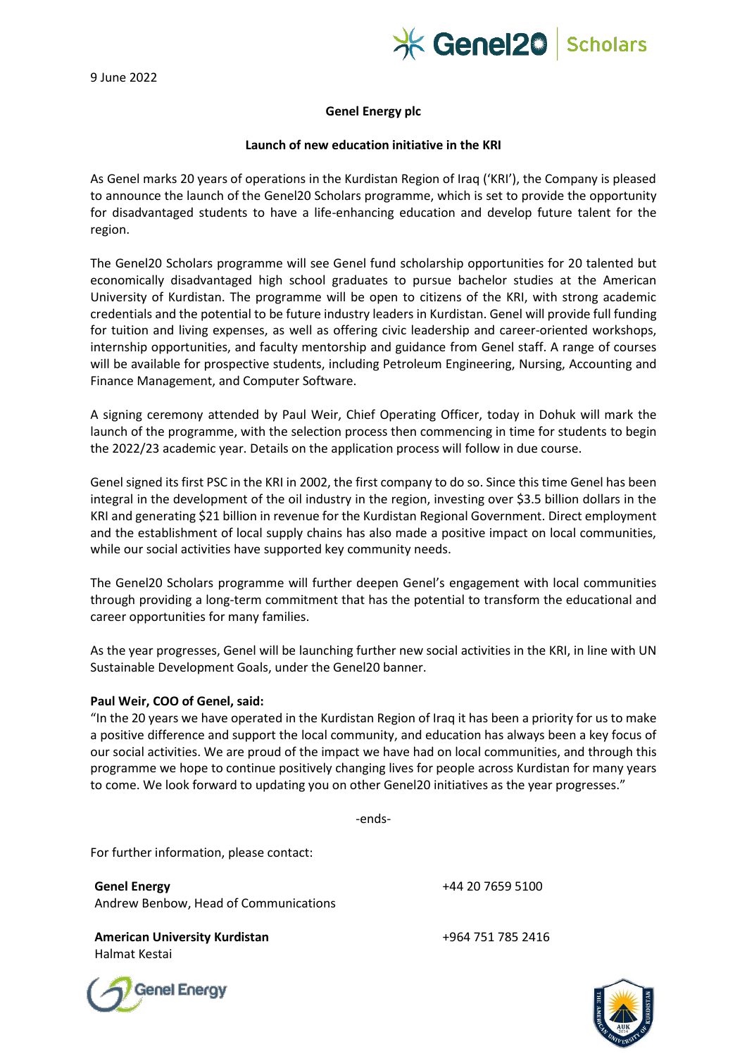9 June 2022

**Genel Energy plc**

**Launch of new education initiative in the KRI**

As Genel marks 20 years of operations in the Kurdistan Region of Iraq ('KRI'), the Company is pleased to announce the launch of the Genel20 Scholars programme, which is set to provide the opportunity for disadvantaged students to have a life-enhancing education and develop future talent for the region.

The Genel20 Scholars programme will see Genel fund scholarship opportunities for 20 talented but economically disadvantaged high school graduates to pursue bachelor studies at the American University of Kurdistan. The programme will be open to citizens of the KRI, with strong academic credentials and the potential to be future industry leaders in Kurdistan. Genel will provide full funding for tuition and living expenses, as well as offering civic leadership and career-oriented workshops, internship opportunities, and faculty mentorship and guidance from Genel staff. A range of courses will be available for prospective students, including Petroleum Engineering, Nursing, Accounting and Finance Management, and Computer Software.

A signing ceremony attended by Paul Weir, Chief Operating Officer, today in Dohuk will mark the launch of the programme, with the selection process then commencing in time for students to begin the 2022/23 academic year. Details on the application process will follow in due course.

Genel signed its first PSC in the KRI in 2002, the first company to do so. Since this time Genel has been integral in the development of the oil industry in the region, investing over $3.5 billion dollars in the KRI and generating $21 billion in revenue for the Kurdistan Regional Government. Direct employment and the establishment of local supply chains has also made a positive impact on local communities, while our social activities have supported key community needs.

The Genel20 Scholars programme will further deepen Genel's engagement with local communities through providing a long-term commitment that has the potential to transform the educational and career opportunities for many families.

As the year progresses, Genel will be launching further new social activities in the KRI, in line with UN Sustainable Development Goals, under the Genel20 banner.

**Paul Weir, COO of Genel, said:**
"In the 20 years we have operated in the Kurdistan Region of Iraq it has been a priority for us to make a positive difference and support the local community, and education has always been a key focus of our social activities. We are proud of the impact we have had on local communities, and through this programme we hope to continue positively changing lives for people across Kurdistan for many years to come. We look forward to updating you on other Genel20 initiatives as the year progresses."

-ends-

For further information, please contact:

| | |
|---|---|
| **Genel Energy**<br>Andrew Benbow, Head of Communications | +44 20 7659 5100 |
| **American University Kurdistan**<br>Halmat Kestai | +964 751 785 2416 |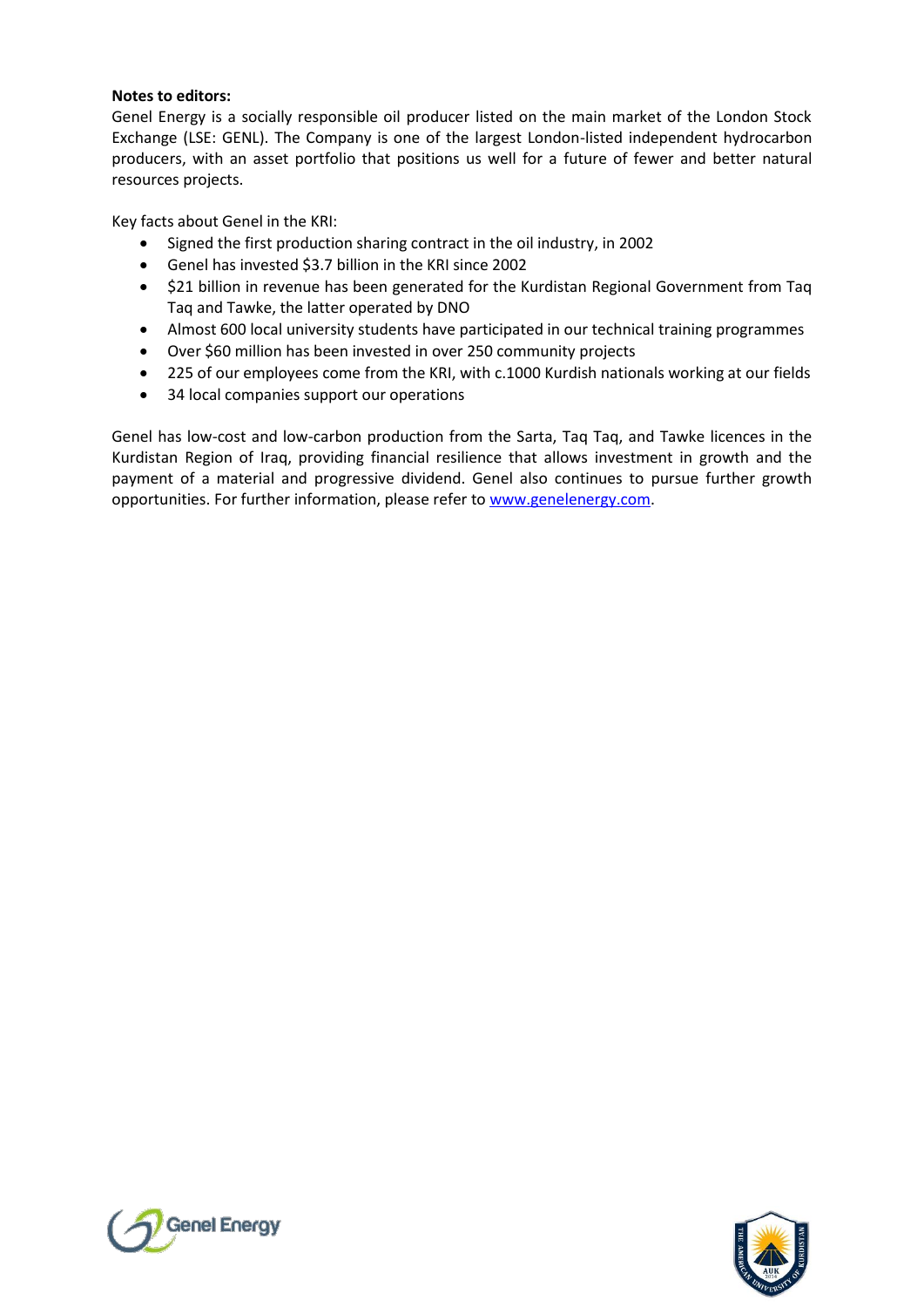**Notes to editors:**

Genel Energy is a socially responsible oil producer listed on the main market of the London Stock Exchange (LSE: GENL). The Company is one of the largest London-listed independent hydrocarbon producers, with an asset portfolio that positions us well for a future of fewer and better natural resources projects.

Key facts about Genel in the KRI:

- Signed the first production sharing contract in the oil industry, in 2002
- Genel has invested $3.7 billion in the KRI since 2002
- $21 billion in revenue has been generated for the Kurdistan Regional Government from Taq Taq and Tawke, the latter operated by DNO
- Almost 600 local university students have participated in our technical training programmes
- Over $60 million has been invested in over 250 community projects
- 225 of our employees come from the KRI, with c.1000 Kurdish nationals working at our fields
- 34 local companies support our operations

Genel has low-cost and low-carbon production from the Sarta, Taq Taq, and Tawke licences in the Kurdistan Region of Iraq, providing financial resilience that allows investment in growth and the payment of a material and progressive dividend. Genel also continues to pursue further growth opportunities. For further information, please refer to [www.genelenergy.com](http://www.genelenergy.com).